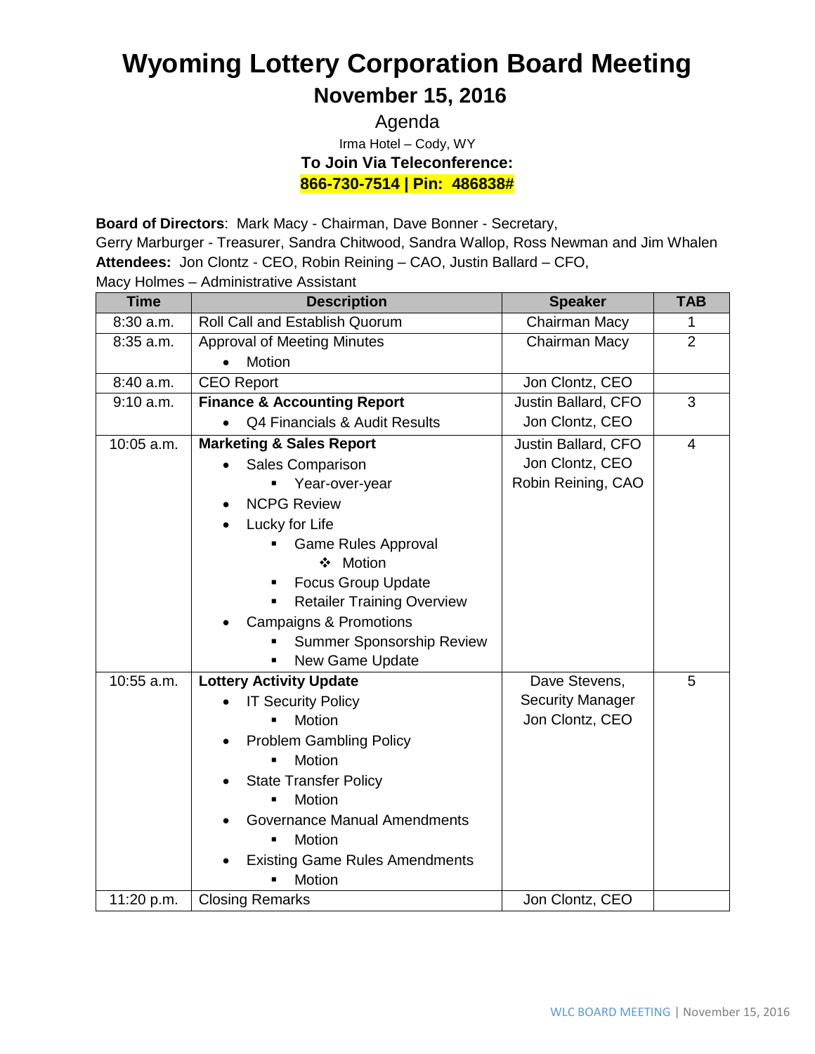# Wyoming Lottery Corporation Board Meeting

## November 15, 2016

Agenda

Irma Hotel – Cody, WY

**To Join Via Teleconference:**

**866-730-7514 | Pin: 486838#**

**Board of Directors**: Mark Macy - Chairman, Dave Bonner - Secretary, Gerry Marburger - Treasurer, Sandra Chitwood, Sandra Wallop, Ross Newman and Jim Whalen

**Attendees:** Jon Clontz - CEO, Robin Reining – CAO, Justin Ballard – CFO, Macy Holmes – Administrative Assistant

| Time | Description | Speaker | TAB |
|---|---|---|---|
| 8:30 a.m. | Roll Call and Establish Quorum | Chairman Macy | 1 |
| 8:35 a.m. | Approval of Meeting Minutes<br>• Motion | Chairman Macy | 2 |
| 8:40 a.m. | CEO Report | Jon Clontz, CEO | |
| 9:10 a.m. | **Finance & Accounting Report**<br>• Q4 Financials & Audit Results | Justin Ballard, CFO<br>Jon Clontz, CEO | 3 |
| 10:05 a.m. | **Marketing & Sales Report**<br>• Sales Comparison<br>▪ Year-over-year<br>• NCPG Review<br>• Lucky for Life<br>▪ Game Rules Approval<br>❖ Motion<br>▪ Focus Group Update<br>▪ Retailer Training Overview<br>• Campaigns & Promotions<br>▪ Summer Sponsorship Review<br>▪ New Game Update | Justin Ballard, CFO<br>Jon Clontz, CEO<br>Robin Reining, CAO | 4 |
| 10:55 a.m. | **Lottery Activity Update**<br>• IT Security Policy<br>▪ Motion<br>• Problem Gambling Policy<br>▪ Motion<br>• State Transfer Policy<br>▪ Motion<br>• Governance Manual Amendments<br>▪ Motion<br>• Existing Game Rules Amendments<br>▪ Motion | Dave Stevens,<br>Security Manager<br>Jon Clontz, CEO | 5 |
| 11:20 p.m. | Closing Remarks | Jon Clontz, CEO | |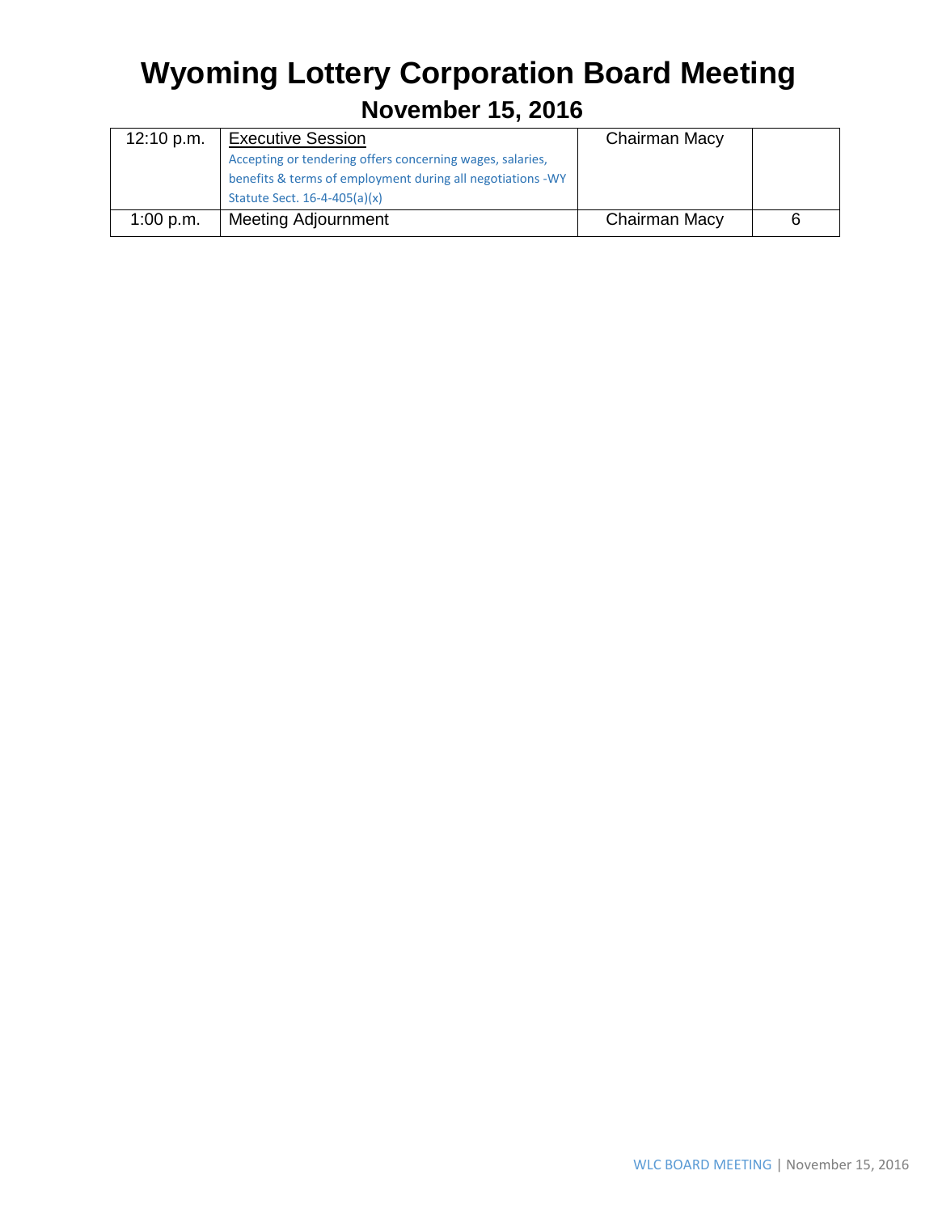# Wyoming Lottery Corporation Board Meeting

## November 15, 2016

| | | | |
|---|---|---|---|
| 12:10 p.m. | Executive Session<br>Accepting or tendering offers concerning wages, salaries, benefits & terms of employment during all negotiations -WY Statute Sect. 16-4-405(a)(x) | Chairman Macy | |
| 1:00 p.m. | Meeting Adjournment | Chairman Macy | 6 |